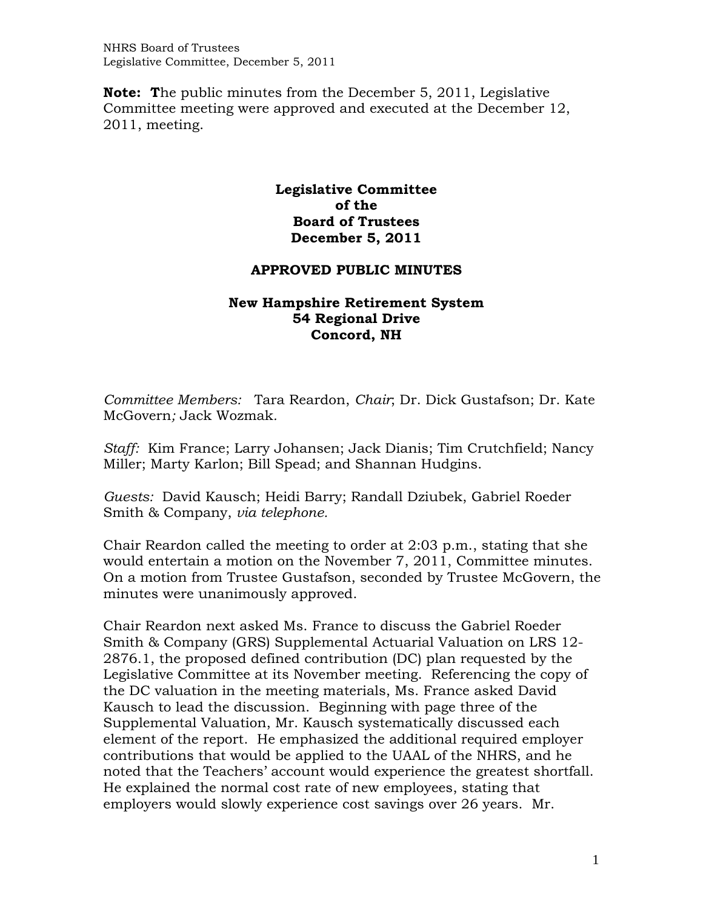**Note:** **T**he public minutes from the December 5, 2011, Legislative Committee meeting were approved and executed at the December 12, 2011, meeting.

# Legislative Committee of the Board of Trustees December 5, 2011

## APPROVED PUBLIC MINUTES

### New Hampshire Retirement System 54 Regional Drive Concord, NH

*Committee Members:* Tara Reardon, *Chair*; Dr. Dick Gustafson; Dr. Kate McGovern*;* Jack Wozmak.

*Staff:* Kim France; Larry Johansen; Jack Dianis; Tim Crutchfield; Nancy Miller; Marty Karlon; Bill Spead; and Shannan Hudgins.

*Guests:* David Kausch; Heidi Barry; Randall Dziubek, Gabriel Roeder Smith & Company, *via telephone.*

Chair Reardon called the meeting to order at 2:03 p.m., stating that she would entertain a motion on the November 7, 2011, Committee minutes. On a motion from Trustee Gustafson, seconded by Trustee McGovern, the minutes were unanimously approved.

Chair Reardon next asked Ms. France to discuss the Gabriel Roeder Smith & Company (GRS) Supplemental Actuarial Valuation on LRS 12-2876.1, the proposed defined contribution (DC) plan requested by the Legislative Committee at its November meeting. Referencing the copy of the DC valuation in the meeting materials, Ms. France asked David Kausch to lead the discussion. Beginning with page three of the Supplemental Valuation, Mr. Kausch systematically discussed each element of the report. He emphasized the additional required employer contributions that would be applied to the UAAL of the NHRS, and he noted that the Teachers' account would experience the greatest shortfall. He explained the normal cost rate of new employees, stating that employers would slowly experience cost savings over 26 years. Mr.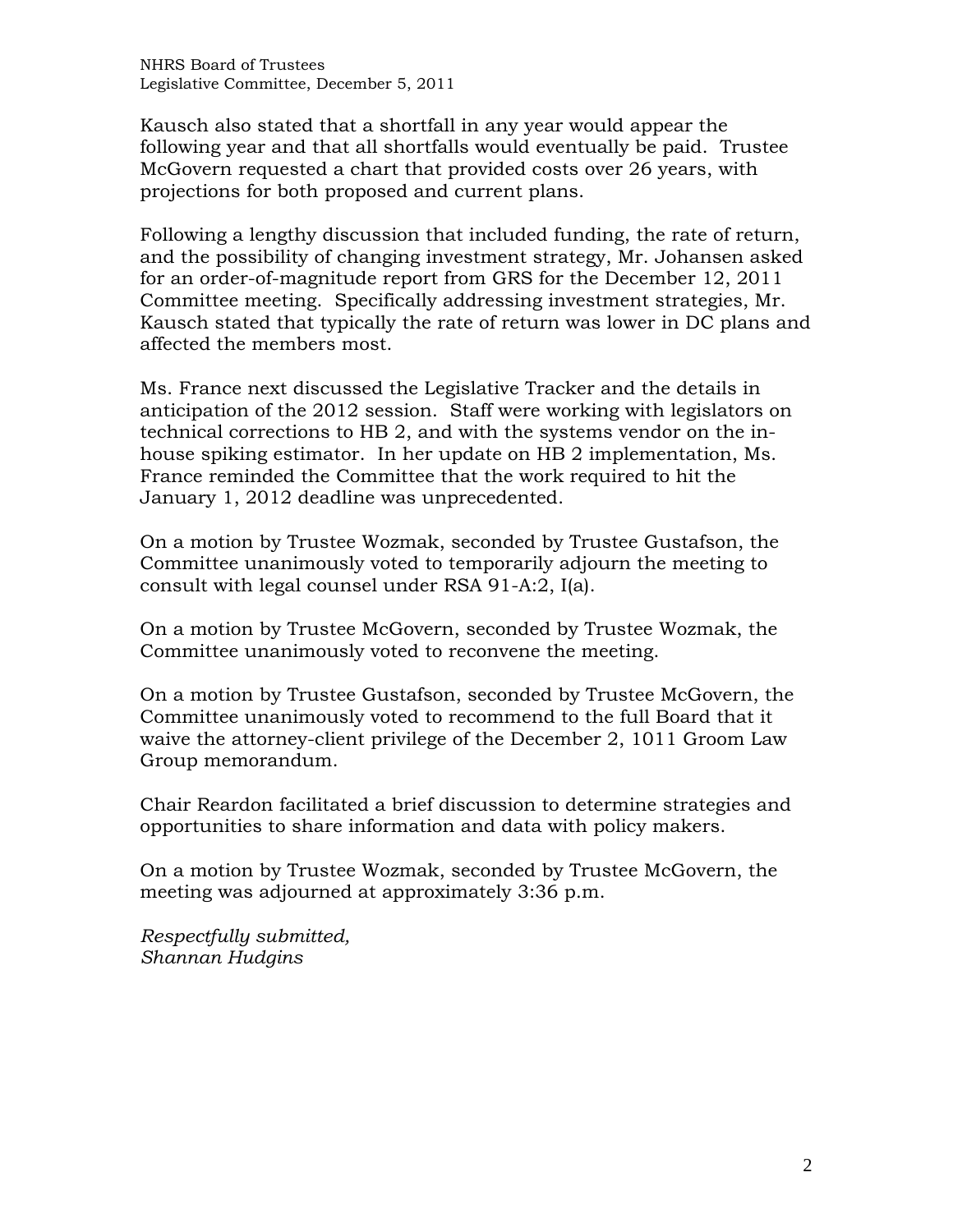Kausch also stated that a shortfall in any year would appear the following year and that all shortfalls would eventually be paid. Trustee McGovern requested a chart that provided costs over 26 years, with projections for both proposed and current plans.

Following a lengthy discussion that included funding, the rate of return, and the possibility of changing investment strategy, Mr. Johansen asked for an order-of-magnitude report from GRS for the December 12, 2011 Committee meeting. Specifically addressing investment strategies, Mr. Kausch stated that typically the rate of return was lower in DC plans and affected the members most.

Ms. France next discussed the Legislative Tracker and the details in anticipation of the 2012 session. Staff were working with legislators on technical corrections to HB 2, and with the systems vendor on the in-house spiking estimator. In her update on HB 2 implementation, Ms. France reminded the Committee that the work required to hit the January 1, 2012 deadline was unprecedented.

On a motion by Trustee Wozmak, seconded by Trustee Gustafson, the Committee unanimously voted to temporarily adjourn the meeting to consult with legal counsel under RSA 91-A:2, I(a).

On a motion by Trustee McGovern, seconded by Trustee Wozmak, the Committee unanimously voted to reconvene the meeting.

On a motion by Trustee Gustafson, seconded by Trustee McGovern, the Committee unanimously voted to recommend to the full Board that it waive the attorney-client privilege of the December 2, 1011 Groom Law Group memorandum.

Chair Reardon facilitated a brief discussion to determine strategies and opportunities to share information and data with policy makers.

On a motion by Trustee Wozmak, seconded by Trustee McGovern, the meeting was adjourned at approximately 3:36 p.m.

*Respectfully submitted,*
*Shannan Hudgins*